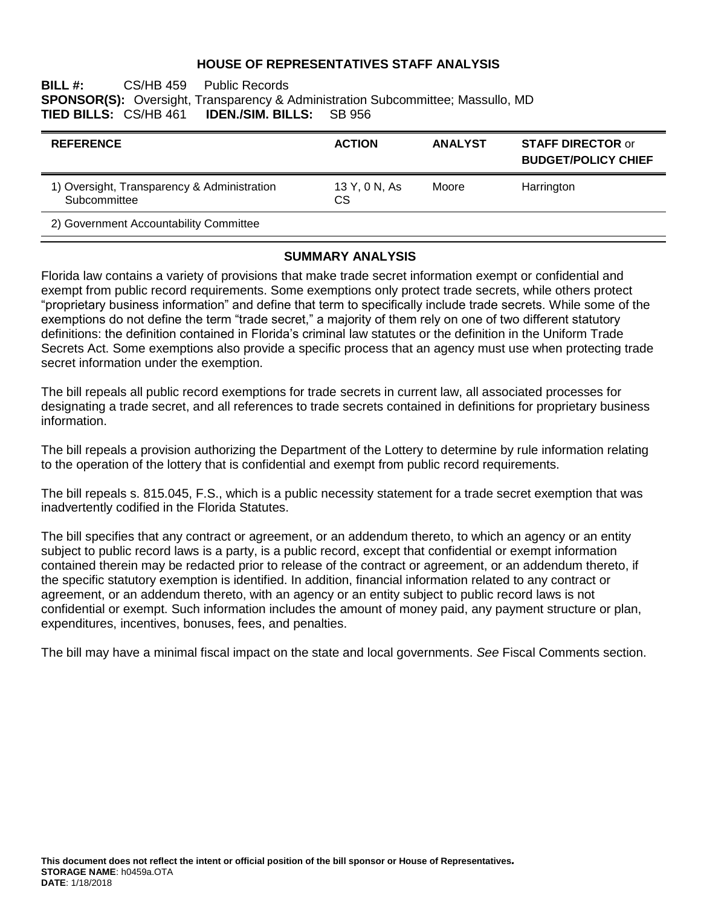# HOUSE OF REPRESENTATIVES STAFF ANALYSIS

**BILL #:** CS/HB 459 Public Records
**SPONSOR(S):** Oversight, Transparency & Administration Subcommittee; Massullo, MD
**TIED BILLS:** CS/HB 461 **IDEN./SIM. BILLS:** SB 956

| REFERENCE | ACTION | ANALYST | STAFF DIRECTOR or BUDGET/POLICY CHIEF |
|---|---|---|---|
| 1) Oversight, Transparency & Administration Subcommittee | 13 Y, 0 N, As CS | Moore | Harrington |
| 2) Government Accountability Committee | | | |

## SUMMARY ANALYSIS

Florida law contains a variety of provisions that make trade secret information exempt or confidential and exempt from public record requirements. Some exemptions only protect trade secrets, while others protect "proprietary business information" and define that term to specifically include trade secrets. While some of the exemptions do not define the term "trade secret," a majority of them rely on one of two different statutory definitions: the definition contained in Florida's criminal law statutes or the definition in the Uniform Trade Secrets Act. Some exemptions also provide a specific process that an agency must use when protecting trade secret information under the exemption.

The bill repeals all public record exemptions for trade secrets in current law, all associated processes for designating a trade secret, and all references to trade secrets contained in definitions for proprietary business information.

The bill repeals a provision authorizing the Department of the Lottery to determine by rule information relating to the operation of the lottery that is confidential and exempt from public record requirements.

The bill repeals s. 815.045, F.S., which is a public necessity statement for a trade secret exemption that was inadvertently codified in the Florida Statutes.

The bill specifies that any contract or agreement, or an addendum thereto, to which an agency or an entity subject to public record laws is a party, is a public record, except that confidential or exempt information contained therein may be redacted prior to release of the contract or agreement, or an addendum thereto, if the specific statutory exemption is identified. In addition, financial information related to any contract or agreement, or an addendum thereto, with an agency or an entity subject to public record laws is not confidential or exempt. Such information includes the amount of money paid, any payment structure or plan, expenditures, incentives, bonuses, fees, and penalties.

The bill may have a minimal fiscal impact on the state and local governments. *See* Fiscal Comments section.

**This document does not reflect the intent or official position of the bill sponsor or House of Representatives.**
**STORAGE NAME**: h0459a.OTA
**DATE**: 1/18/2018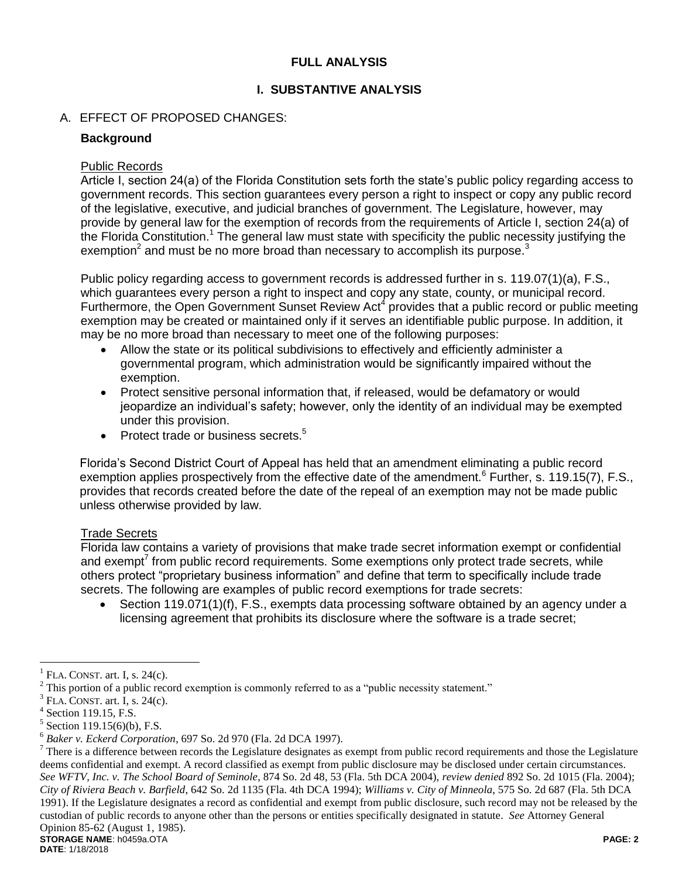# FULL ANALYSIS

## I. SUBSTANTIVE ANALYSIS

### A. EFFECT OF PROPOSED CHANGES:

**Background**

Public Records

Article I, section 24(a) of the Florida Constitution sets forth the state's public policy regarding access to government records. This section guarantees every person a right to inspect or copy any public record of the legislative, executive, and judicial branches of government. The Legislature, however, may provide by general law for the exemption of records from the requirements of Article I, section 24(a) of the Florida Constitution.[1] The general law must state with specificity the public necessity justifying the exemption[2] and must be no more broad than necessary to accomplish its purpose.[3]

Public policy regarding access to government records is addressed further in s. 119.07(1)(a), F.S., which guarantees every person a right to inspect and copy any state, county, or municipal record. Furthermore, the Open Government Sunset Review Act[4] provides that a public record or public meeting exemption may be created or maintained only if it serves an identifiable public purpose. In addition, it may be no more broad than necessary to meet one of the following purposes:

- Allow the state or its political subdivisions to effectively and efficiently administer a governmental program, which administration would be significantly impaired without the exemption.
- Protect sensitive personal information that, if released, would be defamatory or would jeopardize an individual's safety; however, only the identity of an individual may be exempted under this provision.
- Protect trade or business secrets.[5]

Florida's Second District Court of Appeal has held that an amendment eliminating a public record exemption applies prospectively from the effective date of the amendment.[6] Further, s. 119.15(7), F.S., provides that records created before the date of the repeal of an exemption may not be made public unless otherwise provided by law.

Trade Secrets

Florida law contains a variety of provisions that make trade secret information exempt or confidential and exempt[7] from public record requirements. Some exemptions only protect trade secrets, while others protect "proprietary business information" and define that term to specifically include trade secrets. The following are examples of public record exemptions for trade secrets:

- Section 119.071(1)(f), F.S., exempts data processing software obtained by an agency under a licensing agreement that prohibits its disclosure where the software is a trade secret;

---

[1] FLA. CONST. art. I, s. 24(c).

[2] This portion of a public record exemption is commonly referred to as a "public necessity statement."

[3] FLA. CONST. art. I, s. 24(c).

[4] Section 119.15, F.S.

[5] Section 119.15(6)(b), F.S.

[6] *Baker v. Eckerd Corporation*, 697 So. 2d 970 (Fla. 2d DCA 1997).

[7] There is a difference between records the Legislature designates as exempt from public record requirements and those the Legislature deems confidential and exempt. A record classified as exempt from public disclosure may be disclosed under certain circumstances. *See WFTV, Inc. v. The School Board of Seminole*, 874 So. 2d 48, 53 (Fla. 5th DCA 2004), *review denied* 892 So. 2d 1015 (Fla. 2004); *City of Riviera Beach v. Barfield*, 642 So. 2d 1135 (Fla. 4th DCA 1994); *Williams v. City of Minneola*, 575 So. 2d 687 (Fla. 5th DCA 1991). If the Legislature designates a record as confidential and exempt from public disclosure, such record may not be released by the custodian of public records to anyone other than the persons or entities specifically designated in statute. *See* Attorney General Opinion 85-62 (August 1, 1985).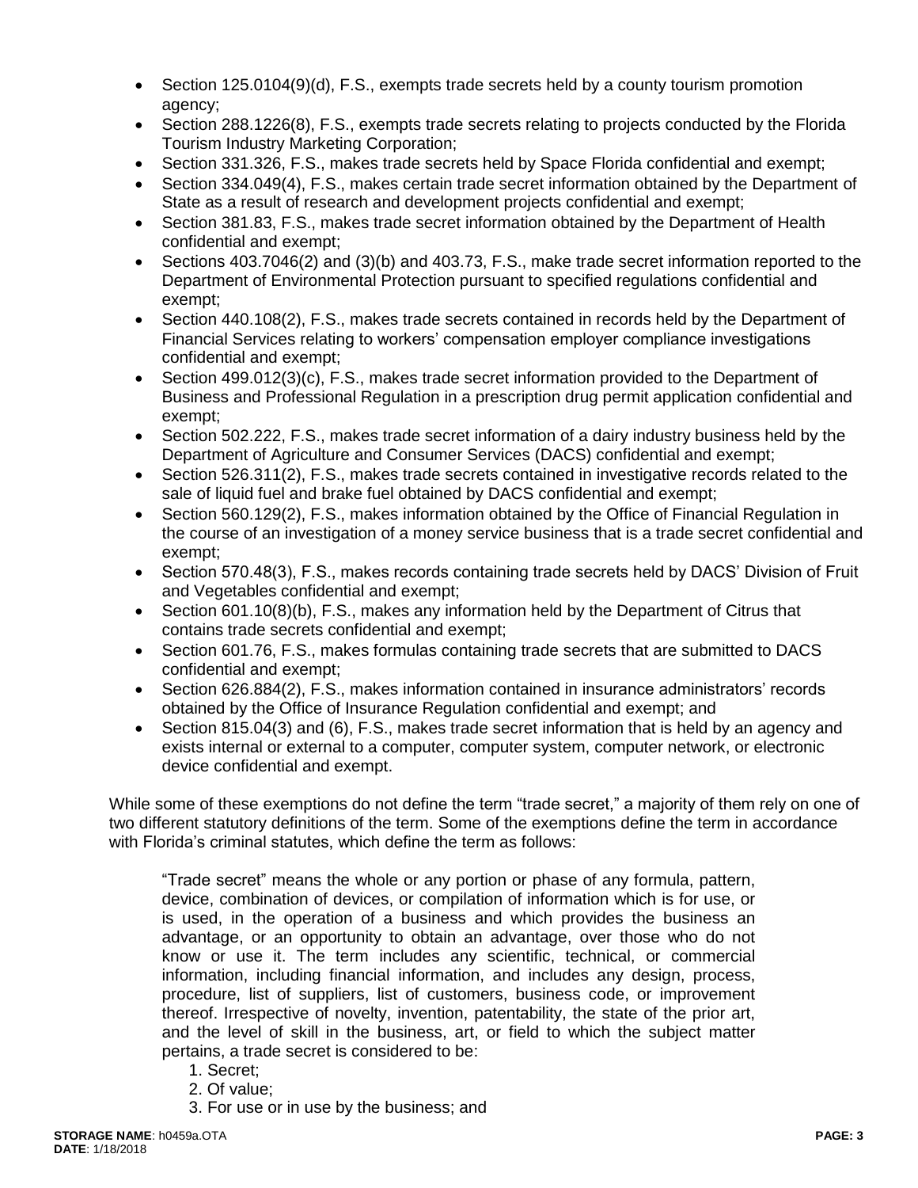- Section 125.0104(9)(d), F.S., exempts trade secrets held by a county tourism promotion agency;
- Section 288.1226(8), F.S., exempts trade secrets relating to projects conducted by the Florida Tourism Industry Marketing Corporation;
- Section 331.326, F.S., makes trade secrets held by Space Florida confidential and exempt;
- Section 334.049(4), F.S., makes certain trade secret information obtained by the Department of State as a result of research and development projects confidential and exempt;
- Section 381.83, F.S., makes trade secret information obtained by the Department of Health confidential and exempt;
- Sections 403.7046(2) and (3)(b) and 403.73, F.S., make trade secret information reported to the Department of Environmental Protection pursuant to specified regulations confidential and exempt;
- Section 440.108(2), F.S., makes trade secrets contained in records held by the Department of Financial Services relating to workers' compensation employer compliance investigations confidential and exempt;
- Section 499.012(3)(c), F.S., makes trade secret information provided to the Department of Business and Professional Regulation in a prescription drug permit application confidential and exempt;
- Section 502.222, F.S., makes trade secret information of a dairy industry business held by the Department of Agriculture and Consumer Services (DACS) confidential and exempt;
- Section 526.311(2), F.S., makes trade secrets contained in investigative records related to the sale of liquid fuel and brake fuel obtained by DACS confidential and exempt;
- Section 560.129(2), F.S., makes information obtained by the Office of Financial Regulation in the course of an investigation of a money service business that is a trade secret confidential and exempt;
- Section 570.48(3), F.S., makes records containing trade secrets held by DACS' Division of Fruit and Vegetables confidential and exempt;
- Section 601.10(8)(b), F.S., makes any information held by the Department of Citrus that contains trade secrets confidential and exempt;
- Section 601.76, F.S., makes formulas containing trade secrets that are submitted to DACS confidential and exempt;
- Section 626.884(2), F.S., makes information contained in insurance administrators' records obtained by the Office of Insurance Regulation confidential and exempt; and
- Section 815.04(3) and (6), F.S., makes trade secret information that is held by an agency and exists internal or external to a computer, computer system, computer network, or electronic device confidential and exempt.

While some of these exemptions do not define the term "trade secret," a majority of them rely on one of two different statutory definitions of the term. Some of the exemptions define the term in accordance with Florida's criminal statutes, which define the term as follows:

> "Trade secret" means the whole or any portion or phase of any formula, pattern, device, combination of devices, or compilation of information which is for use, or is used, in the operation of a business and which provides the business an advantage, or an opportunity to obtain an advantage, over those who do not know or use it. The term includes any scientific, technical, or commercial information, including financial information, and includes any design, process, procedure, list of suppliers, list of customers, business code, or improvement thereof. Irrespective of novelty, invention, patentability, the state of the prior art, and the level of skill in the business, art, or field to which the subject matter pertains, a trade secret is considered to be:
>
> 1. Secret;
> 2. Of value;
> 3. For use or in use by the business; and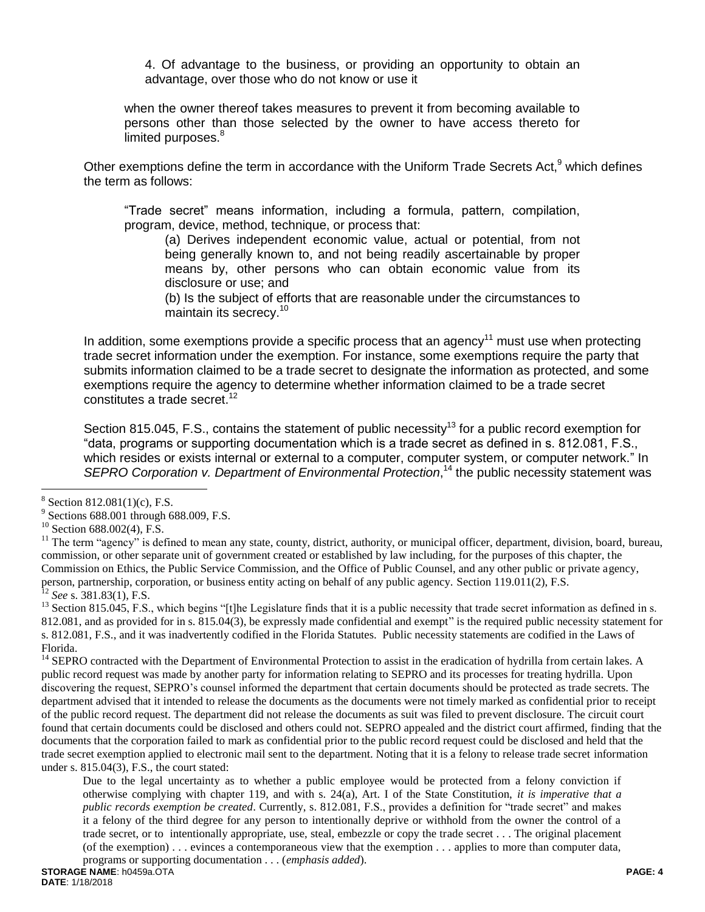> 4. Of advantage to the business, or providing an opportunity to obtain an advantage, over those who do not know or use it
>
> when the owner thereof takes measures to prevent it from becoming available to persons other than those selected by the owner to have access thereto for limited purposes.[8]

Other exemptions define the term in accordance with the Uniform Trade Secrets Act,[9] which defines the term as follows:

> "Trade secret" means information, including a formula, pattern, compilation, program, device, method, technique, or process that:
>
> (a) Derives independent economic value, actual or potential, from not being generally known to, and not being readily ascertainable by proper means by, other persons who can obtain economic value from its disclosure or use; and
>
> (b) Is the subject of efforts that are reasonable under the circumstances to maintain its secrecy.[10]

In addition, some exemptions provide a specific process that an agency[11] must use when protecting trade secret information under the exemption. For instance, some exemptions require the party that submits information claimed to be a trade secret to designate the information as protected, and some exemptions require the agency to determine whether information claimed to be a trade secret constitutes a trade secret.[12]

Section 815.045, F.S., contains the statement of public necessity[13] for a public record exemption for "data, programs or supporting documentation which is a trade secret as defined in s. 812.081, F.S., which resides or exists internal or external to a computer, computer system, or computer network." In *SEPRO Corporation v. Department of Environmental Protection*,[14] the public necessity statement was

---

[8] Section 812.081(1)(c), F.S.

[9] Sections 688.001 through 688.009, F.S.

[10] Section 688.002(4), F.S.

[11] The term "agency" is defined to mean any state, county, district, authority, or municipal officer, department, division, board, bureau, commission, or other separate unit of government created or established by law including, for the purposes of this chapter, the Commission on Ethics, the Public Service Commission, and the Office of Public Counsel, and any other public or private agency, person, partnership, corporation, or business entity acting on behalf of any public agency. Section 119.011(2), F.S.

[12] *See* s. 381.83(1), F.S.

[13] Section 815.045, F.S., which begins "[t]he Legislature finds that it is a public necessity that trade secret information as defined in s. 812.081, and as provided for in s. 815.04(3), be expressly made confidential and exempt" is the required public necessity statement for s. 812.081, F.S., and it was inadvertently codified in the Florida Statutes. Public necessity statements are codified in the Laws of Florida.

[14] SEPRO contracted with the Department of Environmental Protection to assist in the eradication of hydrilla from certain lakes. A public record request was made by another party for information relating to SEPRO and its processes for treating hydrilla. Upon discovering the request, SEPRO's counsel informed the department that certain documents should be protected as trade secrets. The department advised that it intended to release the documents as the documents were not timely marked as confidential prior to receipt of the public record request. The department did not release the documents as suit was filed to prevent disclosure. The circuit court found that certain documents could be disclosed and others could not. SEPRO appealed and the district court affirmed, finding that the documents that the corporation failed to mark as confidential prior to the public record request could be disclosed and held that the trade secret exemption applied to electronic mail sent to the department. Noting that it is a felony to release trade secret information under s. 815.04(3), F.S., the court stated:

> Due to the legal uncertainty as to whether a public employee would be protected from a felony conviction if otherwise complying with chapter 119, and with s. 24(a), Art. I of the State Constitution, *it is imperative that a public records exemption be created*. Currently, s. 812.081, F.S., provides a definition for "trade secret" and makes it a felony of the third degree for any person to intentionally deprive or withhold from the owner the control of a trade secret, or to intentionally appropriate, use, steal, embezzle or copy the trade secret . . . The original placement (of the exemption) . . . evinces a contemporaneous view that the exemption . . . applies to more than computer data, programs or supporting documentation . . . (*emphasis added*).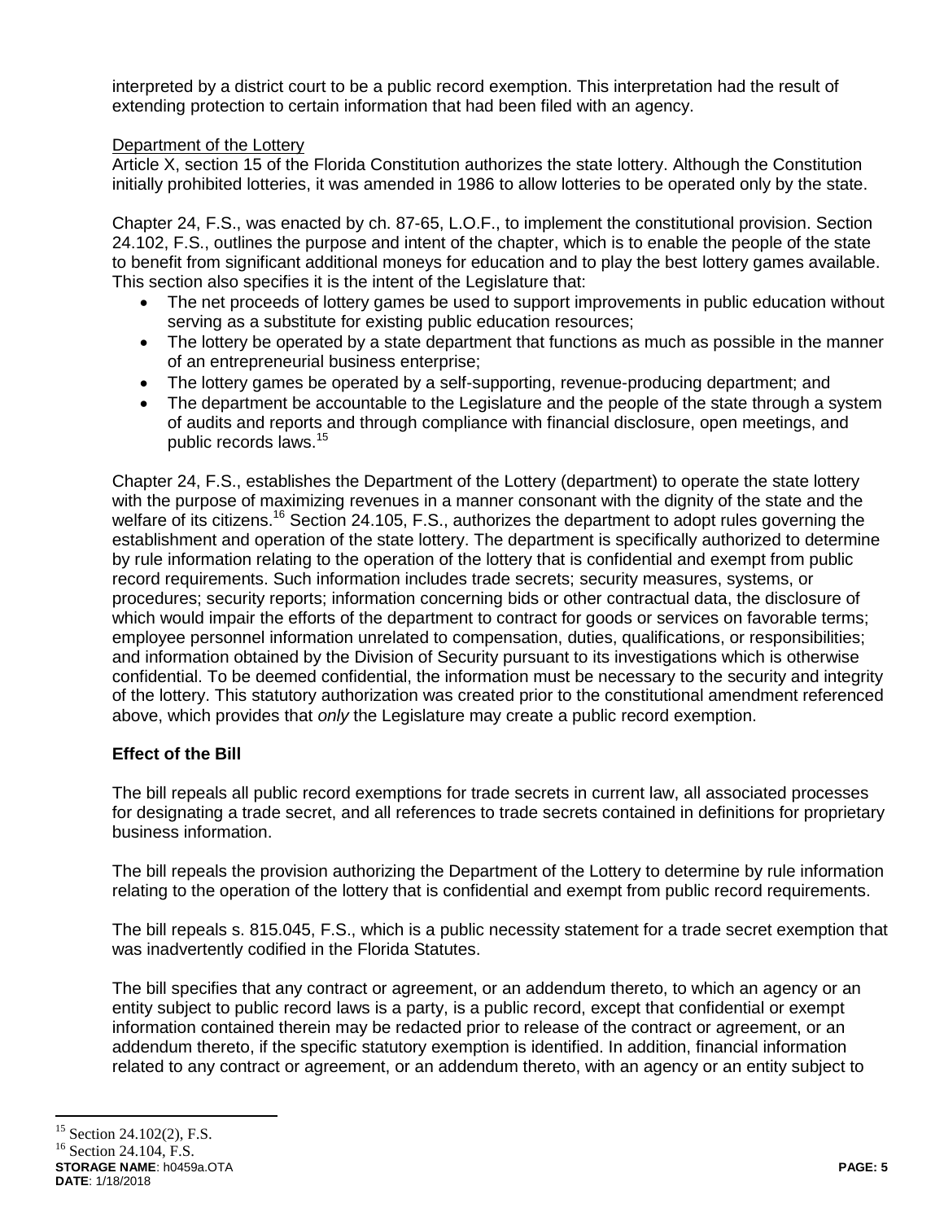interpreted by a district court to be a public record exemption. This interpretation had the result of extending protection to certain information that had been filed with an agency.

Department of the Lottery

Article X, section 15 of the Florida Constitution authorizes the state lottery. Although the Constitution initially prohibited lotteries, it was amended in 1986 to allow lotteries to be operated only by the state.

Chapter 24, F.S., was enacted by ch. 87-65, L.O.F., to implement the constitutional provision. Section 24.102, F.S., outlines the purpose and intent of the chapter, which is to enable the people of the state to benefit from significant additional moneys for education and to play the best lottery games available. This section also specifies it is the intent of the Legislature that:

- The net proceeds of lottery games be used to support improvements in public education without serving as a substitute for existing public education resources;
- The lottery be operated by a state department that functions as much as possible in the manner of an entrepreneurial business enterprise;
- The lottery games be operated by a self-supporting, revenue-producing department; and
- The department be accountable to the Legislature and the people of the state through a system of audits and reports and through compliance with financial disclosure, open meetings, and public records laws.[15]

Chapter 24, F.S., establishes the Department of the Lottery (department) to operate the state lottery with the purpose of maximizing revenues in a manner consonant with the dignity of the state and the welfare of its citizens.[16] Section 24.105, F.S., authorizes the department to adopt rules governing the establishment and operation of the state lottery. The department is specifically authorized to determine by rule information relating to the operation of the lottery that is confidential and exempt from public record requirements. Such information includes trade secrets; security measures, systems, or procedures; security reports; information concerning bids or other contractual data, the disclosure of which would impair the efforts of the department to contract for goods or services on favorable terms; employee personnel information unrelated to compensation, duties, qualifications, or responsibilities; and information obtained by the Division of Security pursuant to its investigations which is otherwise confidential. To be deemed confidential, the information must be necessary to the security and integrity of the lottery. This statutory authorization was created prior to the constitutional amendment referenced above, which provides that *only* the Legislature may create a public record exemption.

### Effect of the Bill

The bill repeals all public record exemptions for trade secrets in current law, all associated processes for designating a trade secret, and all references to trade secrets contained in definitions for proprietary business information.

The bill repeals the provision authorizing the Department of the Lottery to determine by rule information relating to the operation of the lottery that is confidential and exempt from public record requirements.

The bill repeals s. 815.045, F.S., which is a public necessity statement for a trade secret exemption that was inadvertently codified in the Florida Statutes.

The bill specifies that any contract or agreement, or an addendum thereto, to which an agency or an entity subject to public record laws is a party, is a public record, except that confidential or exempt information contained therein may be redacted prior to release of the contract or agreement, or an addendum thereto, if the specific statutory exemption is identified. In addition, financial information related to any contract or agreement, or an addendum thereto, with an agency or an entity subject to

[15] Section 24.102(2), F.S.

[16] Section 24.104, F.S.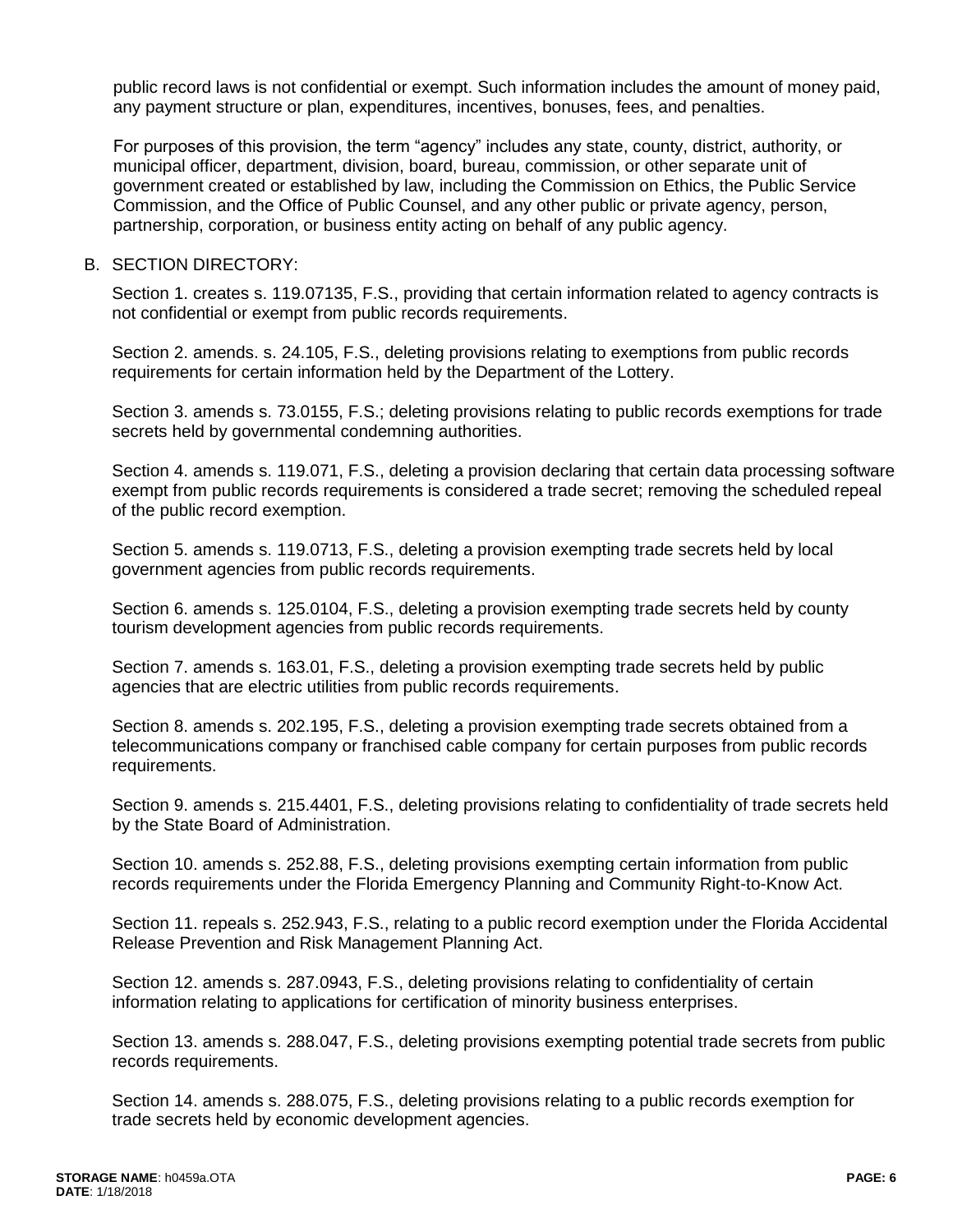public record laws is not confidential or exempt. Such information includes the amount of money paid, any payment structure or plan, expenditures, incentives, bonuses, fees, and penalties.

For purposes of this provision, the term "agency" includes any state, county, district, authority, or municipal officer, department, division, board, bureau, commission, or other separate unit of government created or established by law, including the Commission on Ethics, the Public Service Commission, and the Office of Public Counsel, and any other public or private agency, person, partnership, corporation, or business entity acting on behalf of any public agency.

## B. SECTION DIRECTORY:

Section 1. creates s. 119.07135, F.S., providing that certain information related to agency contracts is not confidential or exempt from public records requirements.

Section 2. amends. s. 24.105, F.S., deleting provisions relating to exemptions from public records requirements for certain information held by the Department of the Lottery.

Section 3. amends s. 73.0155, F.S.; deleting provisions relating to public records exemptions for trade secrets held by governmental condemning authorities.

Section 4. amends s. 119.071, F.S., deleting a provision declaring that certain data processing software exempt from public records requirements is considered a trade secret; removing the scheduled repeal of the public record exemption.

Section 5. amends s. 119.0713, F.S., deleting a provision exempting trade secrets held by local government agencies from public records requirements.

Section 6. amends s. 125.0104, F.S., deleting a provision exempting trade secrets held by county tourism development agencies from public records requirements.

Section 7. amends s. 163.01, F.S., deleting a provision exempting trade secrets held by public agencies that are electric utilities from public records requirements.

Section 8. amends s. 202.195, F.S., deleting a provision exempting trade secrets obtained from a telecommunications company or franchised cable company for certain purposes from public records requirements.

Section 9. amends s. 215.4401, F.S., deleting provisions relating to confidentiality of trade secrets held by the State Board of Administration.

Section 10. amends s. 252.88, F.S., deleting provisions exempting certain information from public records requirements under the Florida Emergency Planning and Community Right-to-Know Act.

Section 11. repeals s. 252.943, F.S., relating to a public record exemption under the Florida Accidental Release Prevention and Risk Management Planning Act.

Section 12. amends s. 287.0943, F.S., deleting provisions relating to confidentiality of certain information relating to applications for certification of minority business enterprises.

Section 13. amends s. 288.047, F.S., deleting provisions exempting potential trade secrets from public records requirements.

Section 14. amends s. 288.075, F.S., deleting provisions relating to a public records exemption for trade secrets held by economic development agencies.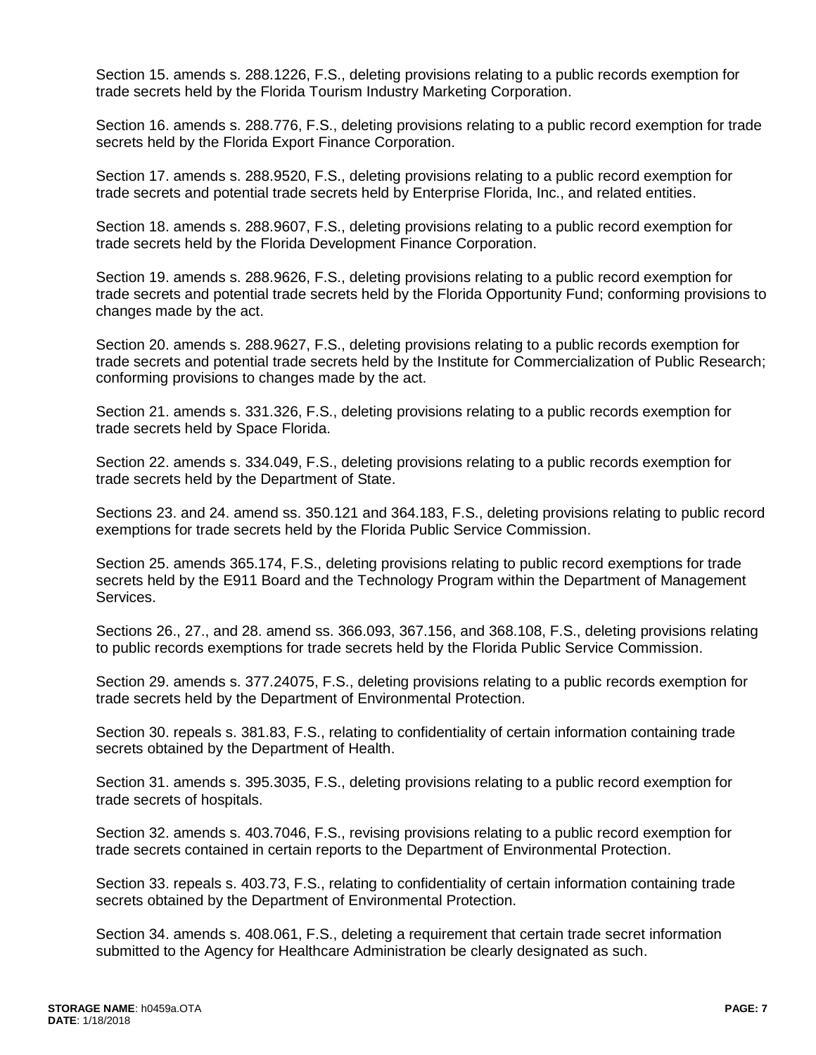Section 15. amends s. 288.1226, F.S., deleting provisions relating to a public records exemption for trade secrets held by the Florida Tourism Industry Marketing Corporation.

Section 16. amends s. 288.776, F.S., deleting provisions relating to a public record exemption for trade secrets held by the Florida Export Finance Corporation.

Section 17. amends s. 288.9520, F.S., deleting provisions relating to a public record exemption for trade secrets and potential trade secrets held by Enterprise Florida, Inc., and related entities.

Section 18. amends s. 288.9607, F.S., deleting provisions relating to a public record exemption for trade secrets held by the Florida Development Finance Corporation.

Section 19. amends s. 288.9626, F.S., deleting provisions relating to a public record exemption for trade secrets and potential trade secrets held by the Florida Opportunity Fund; conforming provisions to changes made by the act.

Section 20. amends s. 288.9627, F.S., deleting provisions relating to a public records exemption for trade secrets and potential trade secrets held by the Institute for Commercialization of Public Research; conforming provisions to changes made by the act.

Section 21. amends s. 331.326, F.S., deleting provisions relating to a public records exemption for trade secrets held by Space Florida.

Section 22. amends s. 334.049, F.S., deleting provisions relating to a public records exemption for trade secrets held by the Department of State.

Sections 23. and 24. amend ss. 350.121 and 364.183, F.S., deleting provisions relating to public record exemptions for trade secrets held by the Florida Public Service Commission.

Section 25. amends 365.174, F.S., deleting provisions relating to public record exemptions for trade secrets held by the E911 Board and the Technology Program within the Department of Management Services.

Sections 26., 27., and 28. amend ss. 366.093, 367.156, and 368.108, F.S., deleting provisions relating to public records exemptions for trade secrets held by the Florida Public Service Commission.

Section 29. amends s. 377.24075, F.S., deleting provisions relating to a public records exemption for trade secrets held by the Department of Environmental Protection.

Section 30. repeals s. 381.83, F.S., relating to confidentiality of certain information containing trade secrets obtained by the Department of Health.

Section 31. amends s. 395.3035, F.S., deleting provisions relating to a public record exemption for trade secrets of hospitals.

Section 32. amends s. 403.7046, F.S., revising provisions relating to a public record exemption for trade secrets contained in certain reports to the Department of Environmental Protection.

Section 33. repeals s. 403.73, F.S., relating to confidentiality of certain information containing trade secrets obtained by the Department of Environmental Protection.

Section 34. amends s. 408.061, F.S., deleting a requirement that certain trade secret information submitted to the Agency for Healthcare Administration be clearly designated as such.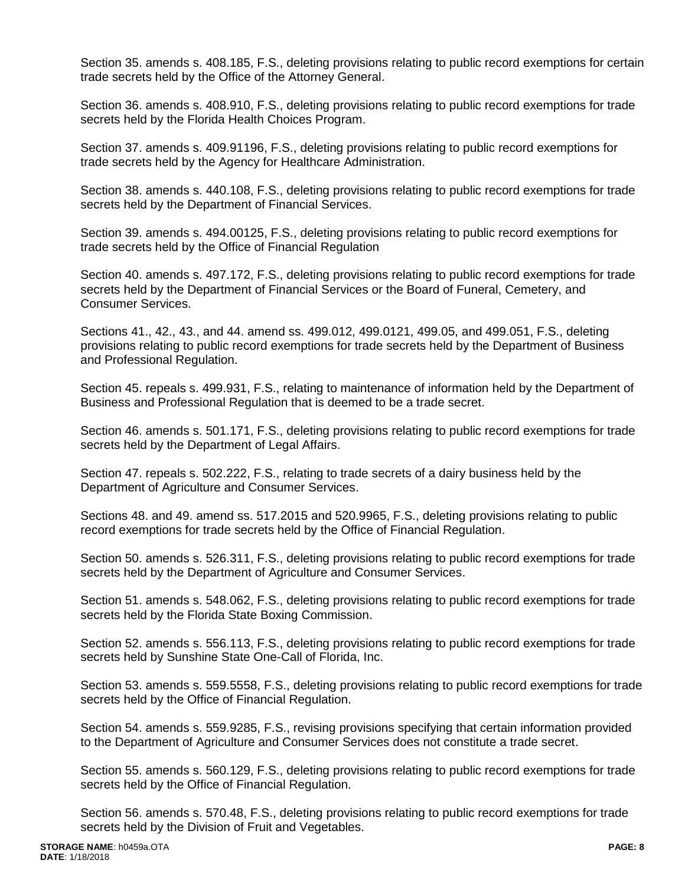Section 35. amends s. 408.185, F.S., deleting provisions relating to public record exemptions for certain trade secrets held by the Office of the Attorney General.

Section 36. amends s. 408.910, F.S., deleting provisions relating to public record exemptions for trade secrets held by the Florida Health Choices Program.

Section 37. amends s. 409.91196, F.S., deleting provisions relating to public record exemptions for trade secrets held by the Agency for Healthcare Administration.

Section 38. amends s. 440.108, F.S., deleting provisions relating to public record exemptions for trade secrets held by the Department of Financial Services.

Section 39. amends s. 494.00125, F.S., deleting provisions relating to public record exemptions for trade secrets held by the Office of Financial Regulation

Section 40. amends s. 497.172, F.S., deleting provisions relating to public record exemptions for trade secrets held by the Department of Financial Services or the Board of Funeral, Cemetery, and Consumer Services.

Sections 41., 42., 43., and 44. amend ss. 499.012, 499.0121, 499.05, and 499.051, F.S., deleting provisions relating to public record exemptions for trade secrets held by the Department of Business and Professional Regulation.

Section 45. repeals s. 499.931, F.S., relating to maintenance of information held by the Department of Business and Professional Regulation that is deemed to be a trade secret.

Section 46. amends s. 501.171, F.S., deleting provisions relating to public record exemptions for trade secrets held by the Department of Legal Affairs.

Section 47. repeals s. 502.222, F.S., relating to trade secrets of a dairy business held by the Department of Agriculture and Consumer Services.

Sections 48. and 49. amend ss. 517.2015 and 520.9965, F.S., deleting provisions relating to public record exemptions for trade secrets held by the Office of Financial Regulation.

Section 50. amends s. 526.311, F.S., deleting provisions relating to public record exemptions for trade secrets held by the Department of Agriculture and Consumer Services.

Section 51. amends s. 548.062, F.S., deleting provisions relating to public record exemptions for trade secrets held by the Florida State Boxing Commission.

Section 52. amends s. 556.113, F.S., deleting provisions relating to public record exemptions for trade secrets held by Sunshine State One-Call of Florida, Inc.

Section 53. amends s. 559.5558, F.S., deleting provisions relating to public record exemptions for trade secrets held by the Office of Financial Regulation.

Section 54. amends s. 559.9285, F.S., revising provisions specifying that certain information provided to the Department of Agriculture and Consumer Services does not constitute a trade secret.

Section 55. amends s. 560.129, F.S., deleting provisions relating to public record exemptions for trade secrets held by the Office of Financial Regulation.

Section 56. amends s. 570.48, F.S., deleting provisions relating to public record exemptions for trade secrets held by the Division of Fruit and Vegetables.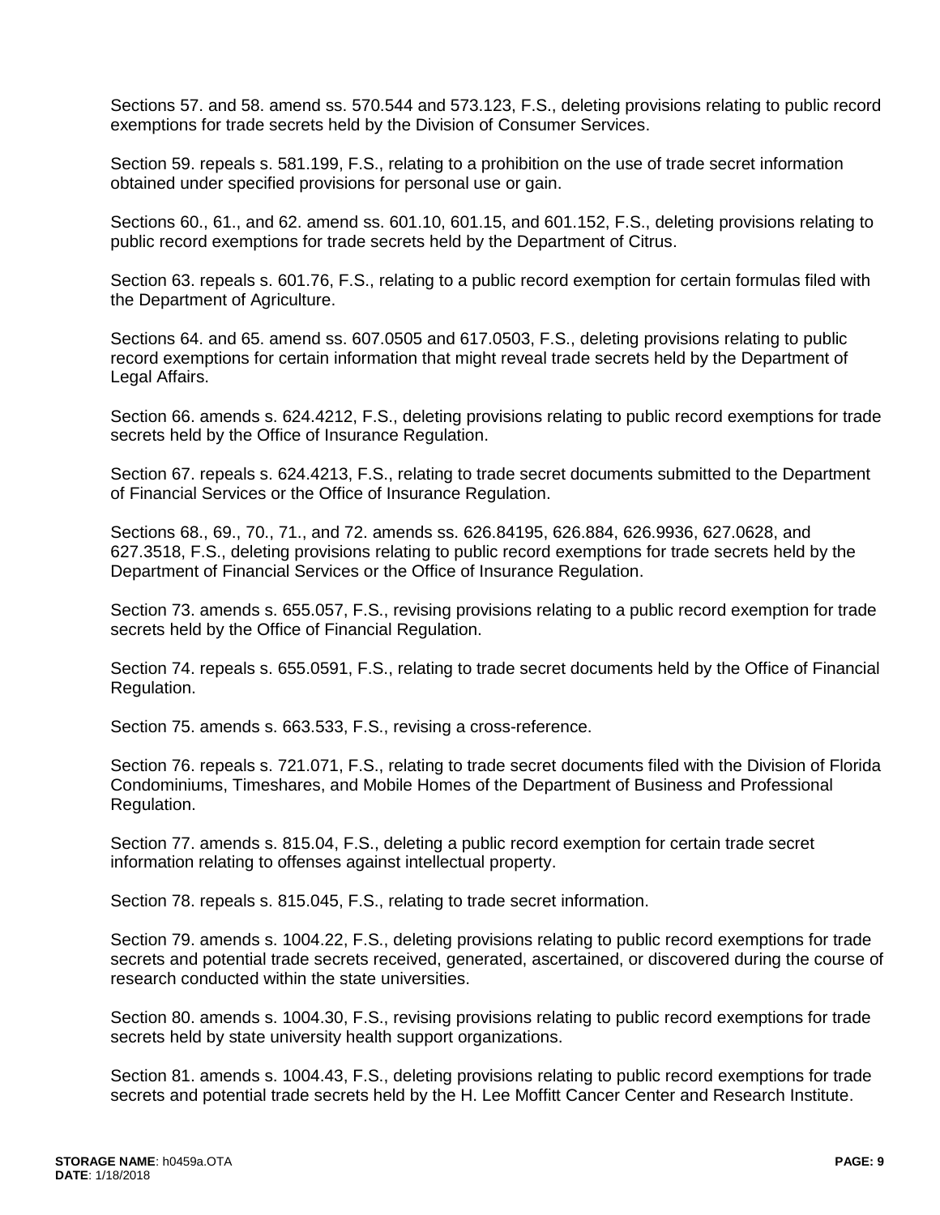Sections 57. and 58. amend ss. 570.544 and 573.123, F.S., deleting provisions relating to public record exemptions for trade secrets held by the Division of Consumer Services.

Section 59. repeals s. 581.199, F.S., relating to a prohibition on the use of trade secret information obtained under specified provisions for personal use or gain.

Sections 60., 61., and 62. amend ss. 601.10, 601.15, and 601.152, F.S., deleting provisions relating to public record exemptions for trade secrets held by the Department of Citrus.

Section 63. repeals s. 601.76, F.S., relating to a public record exemption for certain formulas filed with the Department of Agriculture.

Sections 64. and 65. amend ss. 607.0505 and 617.0503, F.S., deleting provisions relating to public record exemptions for certain information that might reveal trade secrets held by the Department of Legal Affairs.

Section 66. amends s. 624.4212, F.S., deleting provisions relating to public record exemptions for trade secrets held by the Office of Insurance Regulation.

Section 67. repeals s. 624.4213, F.S., relating to trade secret documents submitted to the Department of Financial Services or the Office of Insurance Regulation.

Sections 68., 69., 70., 71., and 72. amends ss. 626.84195, 626.884, 626.9936, 627.0628, and 627.3518, F.S., deleting provisions relating to public record exemptions for trade secrets held by the Department of Financial Services or the Office of Insurance Regulation.

Section 73. amends s. 655.057, F.S., revising provisions relating to a public record exemption for trade secrets held by the Office of Financial Regulation.

Section 74. repeals s. 655.0591, F.S., relating to trade secret documents held by the Office of Financial Regulation.

Section 75. amends s. 663.533, F.S., revising a cross-reference.

Section 76. repeals s. 721.071, F.S., relating to trade secret documents filed with the Division of Florida Condominiums, Timeshares, and Mobile Homes of the Department of Business and Professional Regulation.

Section 77. amends s. 815.04, F.S., deleting a public record exemption for certain trade secret information relating to offenses against intellectual property.

Section 78. repeals s. 815.045, F.S., relating to trade secret information.

Section 79. amends s. 1004.22, F.S., deleting provisions relating to public record exemptions for trade secrets and potential trade secrets received, generated, ascertained, or discovered during the course of research conducted within the state universities.

Section 80. amends s. 1004.30, F.S., revising provisions relating to public record exemptions for trade secrets held by state university health support organizations.

Section 81. amends s. 1004.43, F.S., deleting provisions relating to public record exemptions for trade secrets and potential trade secrets held by the H. Lee Moffitt Cancer Center and Research Institute.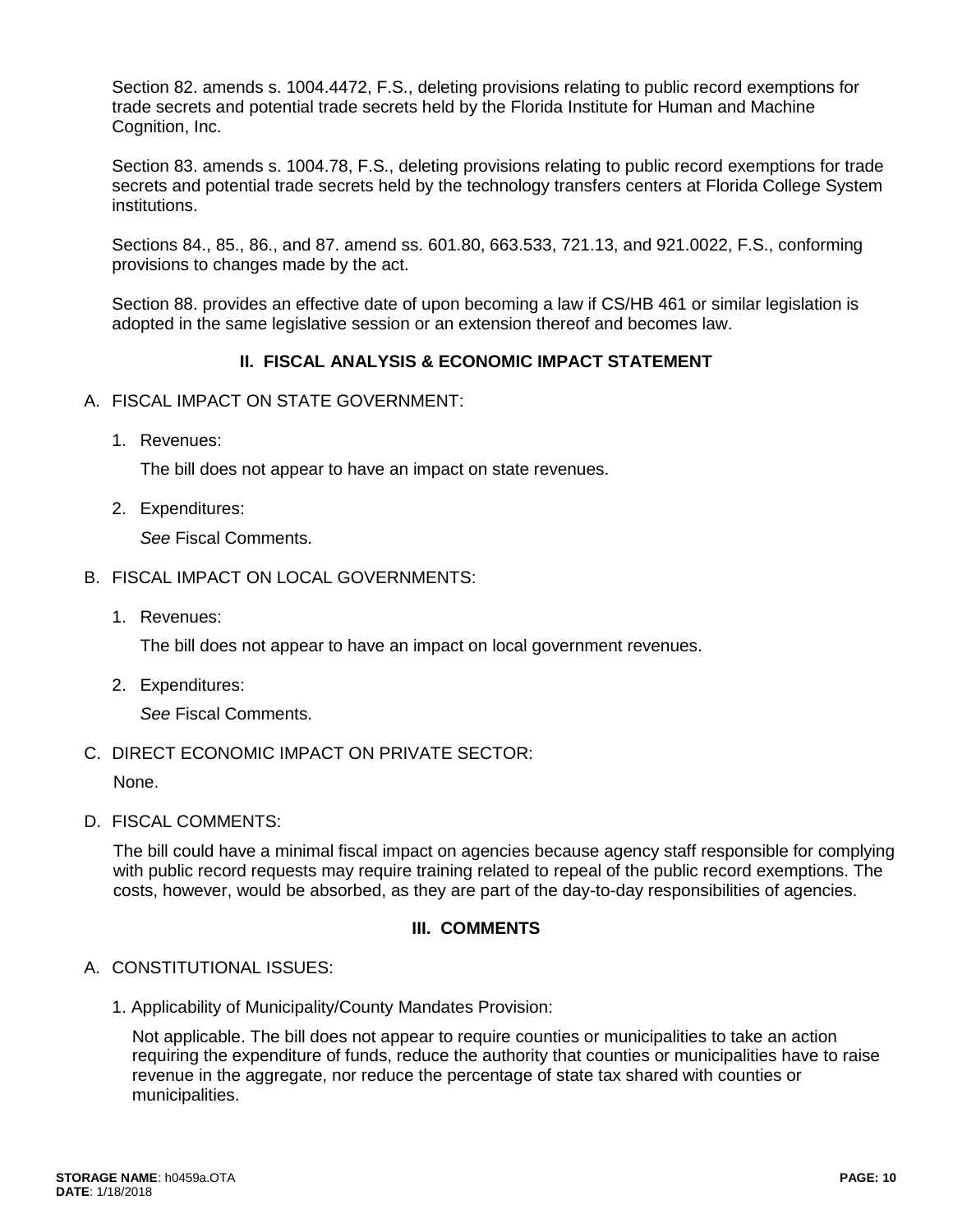Section 82. amends s. 1004.4472, F.S., deleting provisions relating to public record exemptions for trade secrets and potential trade secrets held by the Florida Institute for Human and Machine Cognition, Inc.

Section 83. amends s. 1004.78, F.S., deleting provisions relating to public record exemptions for trade secrets and potential trade secrets held by the technology transfers centers at Florida College System institutions.

Sections 84., 85., 86., and 87. amend ss. 601.80, 663.533, 721.13, and 921.0022, F.S., conforming provisions to changes made by the act.

Section 88. provides an effective date of upon becoming a law if CS/HB 461 or similar legislation is adopted in the same legislative session or an extension thereof and becomes law.

## II. FISCAL ANALYSIS & ECONOMIC IMPACT STATEMENT

A. FISCAL IMPACT ON STATE GOVERNMENT:

1. Revenues:

   The bill does not appear to have an impact on state revenues.

2. Expenditures:

   *See* Fiscal Comments.

B. FISCAL IMPACT ON LOCAL GOVERNMENTS:

1. Revenues:

   The bill does not appear to have an impact on local government revenues.

2. Expenditures:

   *See* Fiscal Comments.

C. DIRECT ECONOMIC IMPACT ON PRIVATE SECTOR:

   None.

D. FISCAL COMMENTS:

   The bill could have a minimal fiscal impact on agencies because agency staff responsible for complying with public record requests may require training related to repeal of the public record exemptions. The costs, however, would be absorbed, as they are part of the day-to-day responsibilities of agencies.

## III. COMMENTS

A. CONSTITUTIONAL ISSUES:

1. Applicability of Municipality/County Mandates Provision:

   Not applicable. The bill does not appear to require counties or municipalities to take an action requiring the expenditure of funds, reduce the authority that counties or municipalities have to raise revenue in the aggregate, nor reduce the percentage of state tax shared with counties or municipalities.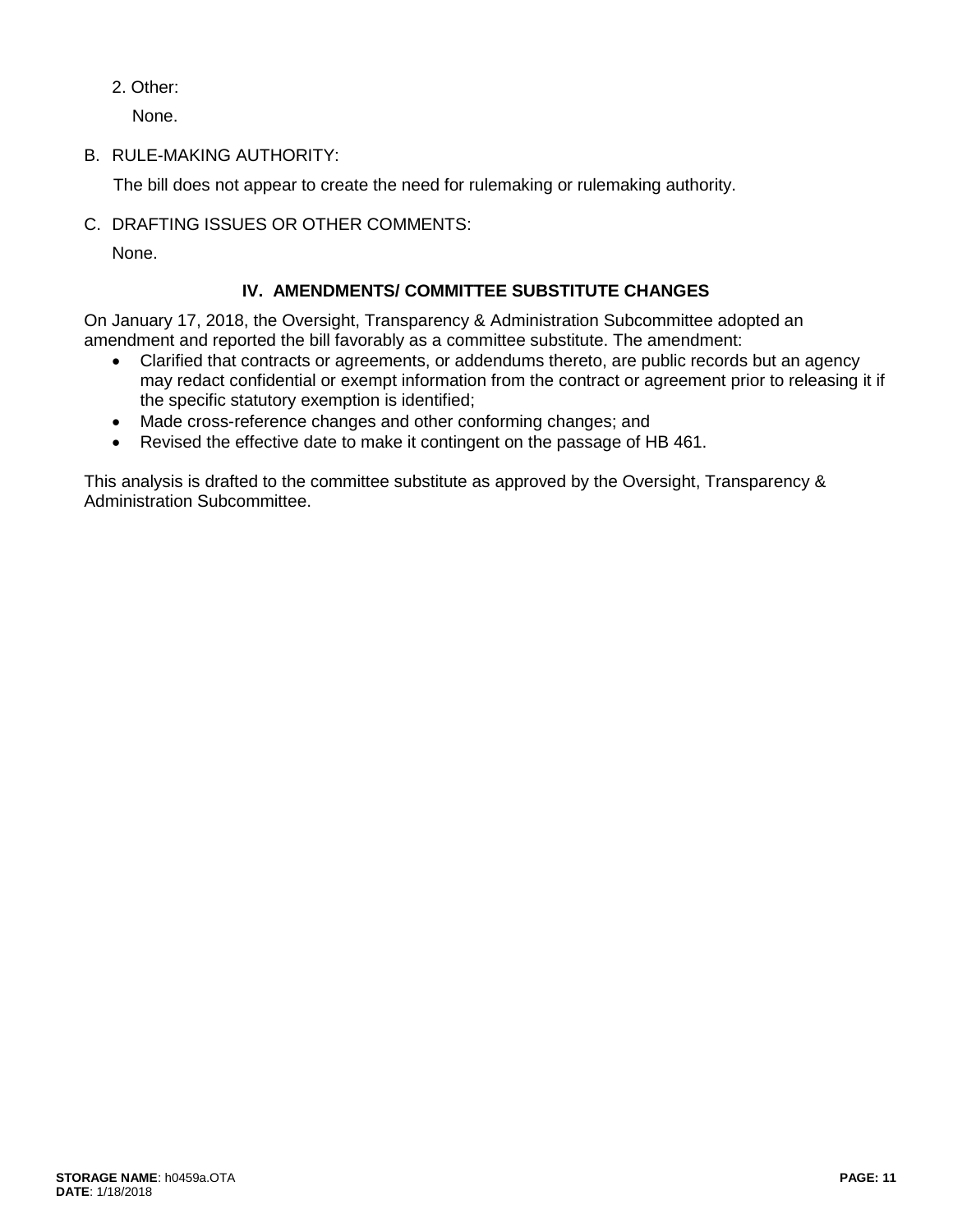2. Other:

None.

B. RULE-MAKING AUTHORITY:

The bill does not appear to create the need for rulemaking or rulemaking authority.

C. DRAFTING ISSUES OR OTHER COMMENTS:

None.

## IV. AMENDMENTS/ COMMITTEE SUBSTITUTE CHANGES

On January 17, 2018, the Oversight, Transparency & Administration Subcommittee adopted an amendment and reported the bill favorably as a committee substitute. The amendment:

- Clarified that contracts or agreements, or addendums thereto, are public records but an agency may redact confidential or exempt information from the contract or agreement prior to releasing it if the specific statutory exemption is identified;
- Made cross-reference changes and other conforming changes; and
- Revised the effective date to make it contingent on the passage of HB 461.

This analysis is drafted to the committee substitute as approved by the Oversight, Transparency & Administration Subcommittee.